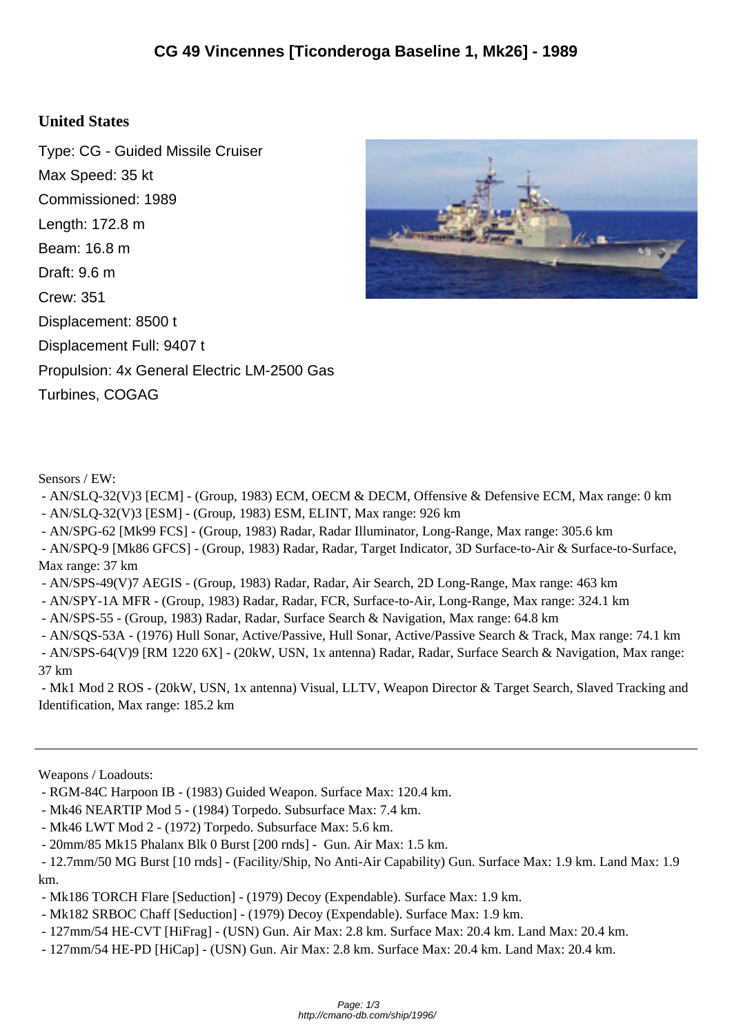# CG 49 Vincennes [Ticonderoga Baseline 1, Mk26] - 1989

## United States

Type: CG - Guided Missile Cruiser
Max Speed: 35 kt
Commissioned: 1989
Length: 172.8 m
Beam: 16.8 m
Draft: 9.6 m
Crew: 351
Displacement: 8500 t
Displacement Full: 9407 t
Propulsion: 4x General Electric LM-2500 Gas Turbines, COGAG

Sensors / EW:

- AN/SLQ-32(V)3 [ECM] - (Group, 1983) ECM, OECM & DECM, Offensive & Defensive ECM, Max range: 0 km
- AN/SLQ-32(V)3 [ESM] - (Group, 1983) ESM, ELINT, Max range: 926 km
- AN/SPG-62 [Mk99 FCS] - (Group, 1983) Radar, Radar Illuminator, Long-Range, Max range: 305.6 km
- AN/SPQ-9 [Mk86 GFCS] - (Group, 1983) Radar, Radar, Target Indicator, 3D Surface-to-Air & Surface-to-Surface, Max range: 37 km
- AN/SPS-49(V)7 AEGIS - (Group, 1983) Radar, Radar, Air Search, 2D Long-Range, Max range: 463 km
- AN/SPY-1A MFR - (Group, 1983) Radar, Radar, FCR, Surface-to-Air, Long-Range, Max range: 324.1 km
- AN/SPS-55 - (Group, 1983) Radar, Radar, Surface Search & Navigation, Max range: 64.8 km
- AN/SQS-53A - (1976) Hull Sonar, Active/Passive, Hull Sonar, Active/Passive Search & Track, Max range: 74.1 km
- AN/SPS-64(V)9 [RM 1220 6X] - (20kW, USN, 1x antenna) Radar, Radar, Surface Search & Navigation, Max range: 37 km
- Mk1 Mod 2 ROS - (20kW, USN, 1x antenna) Visual, LLTV, Weapon Director & Target Search, Slaved Tracking and Identification, Max range: 185.2 km

---

Weapons / Loadouts:

- RGM-84C Harpoon IB - (1983) Guided Weapon. Surface Max: 120.4 km.
- Mk46 NEARTIP Mod 5 - (1984) Torpedo. Subsurface Max: 7.4 km.
- Mk46 LWT Mod 2 - (1972) Torpedo. Subsurface Max: 5.6 km.
- 20mm/85 Mk15 Phalanx Blk 0 Burst [200 rnds] - Gun. Air Max: 1.5 km.
- 12.7mm/50 MG Burst [10 rnds] - (Facility/Ship, No Anti-Air Capability) Gun. Surface Max: 1.9 km. Land Max: 1.9 km.
- Mk186 TORCH Flare [Seduction] - (1979) Decoy (Expendable). Surface Max: 1.9 km.
- Mk182 SRBOC Chaff [Seduction] - (1979) Decoy (Expendable). Surface Max: 1.9 km.
- 127mm/54 HE-CVT [HiFrag] - (USN) Gun. Air Max: 2.8 km. Surface Max: 20.4 km. Land Max: 20.4 km.
- 127mm/54 HE-PD [HiCap] - (USN) Gun. Air Max: 2.8 km. Surface Max: 20.4 km. Land Max: 20.4 km.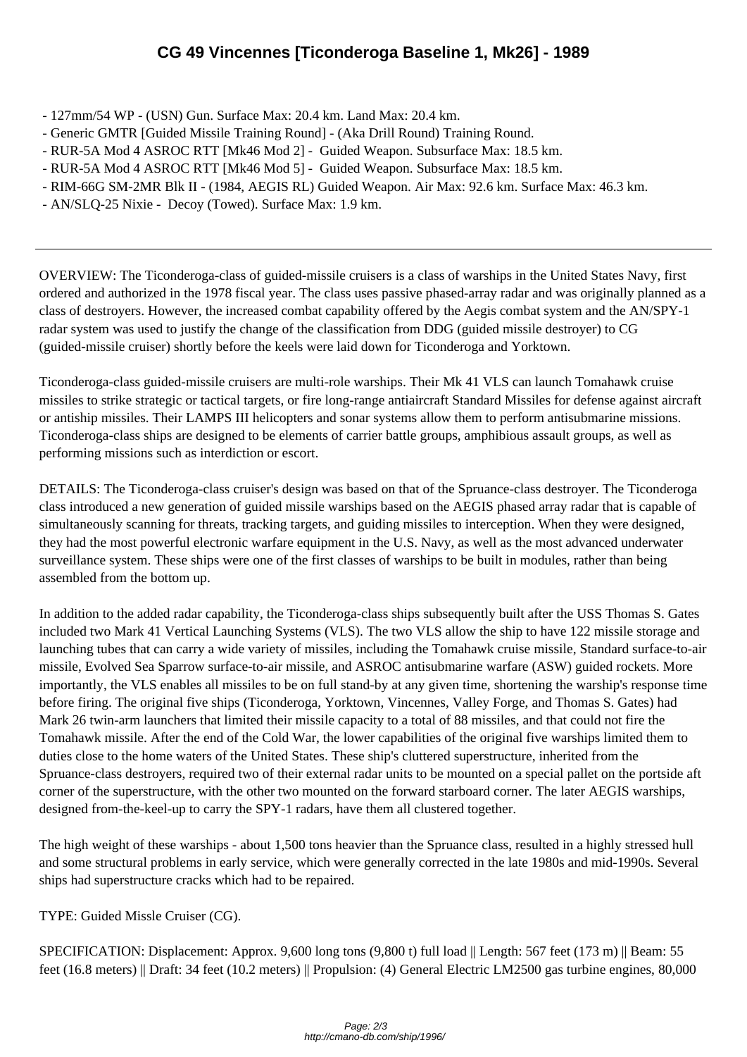# CG 49 Vincennes [Ticonderoga Baseline 1, Mk26] - 1989

- 127mm/54 WP - (USN) Gun. Surface Max: 20.4 km. Land Max: 20.4 km.
- Generic GMTR [Guided Missile Training Round] - (Aka Drill Round) Training Round.
- RUR-5A Mod 4 ASROC RTT [Mk46 Mod 2] - Guided Weapon. Subsurface Max: 18.5 km.
- RUR-5A Mod 4 ASROC RTT [Mk46 Mod 5] - Guided Weapon. Subsurface Max: 18.5 km.
- RIM-66G SM-2MR Blk II - (1984, AEGIS RL) Guided Weapon. Air Max: 92.6 km. Surface Max: 46.3 km.
- AN/SLQ-25 Nixie - Decoy (Towed). Surface Max: 1.9 km.

---

OVERVIEW: The Ticonderoga-class of guided-missile cruisers is a class of warships in the United States Navy, first ordered and authorized in the 1978 fiscal year. The class uses passive phased-array radar and was originally planned as a class of destroyers. However, the increased combat capability offered by the Aegis combat system and the AN/SPY-1 radar system was used to justify the change of the classification from DDG (guided missile destroyer) to CG (guided-missile cruiser) shortly before the keels were laid down for Ticonderoga and Yorktown.

Ticonderoga-class guided-missile cruisers are multi-role warships. Their Mk 41 VLS can launch Tomahawk cruise missiles to strike strategic or tactical targets, or fire long-range antiaircraft Standard Missiles for defense against aircraft or antiship missiles. Their LAMPS III helicopters and sonar systems allow them to perform antisubmarine missions. Ticonderoga-class ships are designed to be elements of carrier battle groups, amphibious assault groups, as well as performing missions such as interdiction or escort.

DETAILS: The Ticonderoga-class cruiser's design was based on that of the Spruance-class destroyer. The Ticonderoga class introduced a new generation of guided missile warships based on the AEGIS phased array radar that is capable of simultaneously scanning for threats, tracking targets, and guiding missiles to interception. When they were designed, they had the most powerful electronic warfare equipment in the U.S. Navy, as well as the most advanced underwater surveillance system. These ships were one of the first classes of warships to be built in modules, rather than being assembled from the bottom up.

In addition to the added radar capability, the Ticonderoga-class ships subsequently built after the USS Thomas S. Gates included two Mark 41 Vertical Launching Systems (VLS). The two VLS allow the ship to have 122 missile storage and launching tubes that can carry a wide variety of missiles, including the Tomahawk cruise missile, Standard surface-to-air missile, Evolved Sea Sparrow surface-to-air missile, and ASROC antisubmarine warfare (ASW) guided rockets. More importantly, the VLS enables all missiles to be on full stand-by at any given time, shortening the warship's response time before firing. The original five ships (Ticonderoga, Yorktown, Vincennes, Valley Forge, and Thomas S. Gates) had Mark 26 twin-arm launchers that limited their missile capacity to a total of 88 missiles, and that could not fire the Tomahawk missile. After the end of the Cold War, the lower capabilities of the original five warships limited them to duties close to the home waters of the United States. These ship's cluttered superstructure, inherited from the Spruance-class destroyers, required two of their external radar units to be mounted on a special pallet on the portside aft corner of the superstructure, with the other two mounted on the forward starboard corner. The later AEGIS warships, designed from-the-keel-up to carry the SPY-1 radars, have them all clustered together.

The high weight of these warships - about 1,500 tons heavier than the Spruance class, resulted in a highly stressed hull and some structural problems in early service, which were generally corrected in the late 1980s and mid-1990s. Several ships had superstructure cracks which had to be repaired.

TYPE: Guided Missle Cruiser (CG).

SPECIFICATION: Displacement: Approx. 9,600 long tons (9,800 t) full load || Length: 567 feet (173 m) || Beam: 55 feet (16.8 meters) || Draft: 34 feet (10.2 meters) || Propulsion: (4) General Electric LM2500 gas turbine engines, 80,000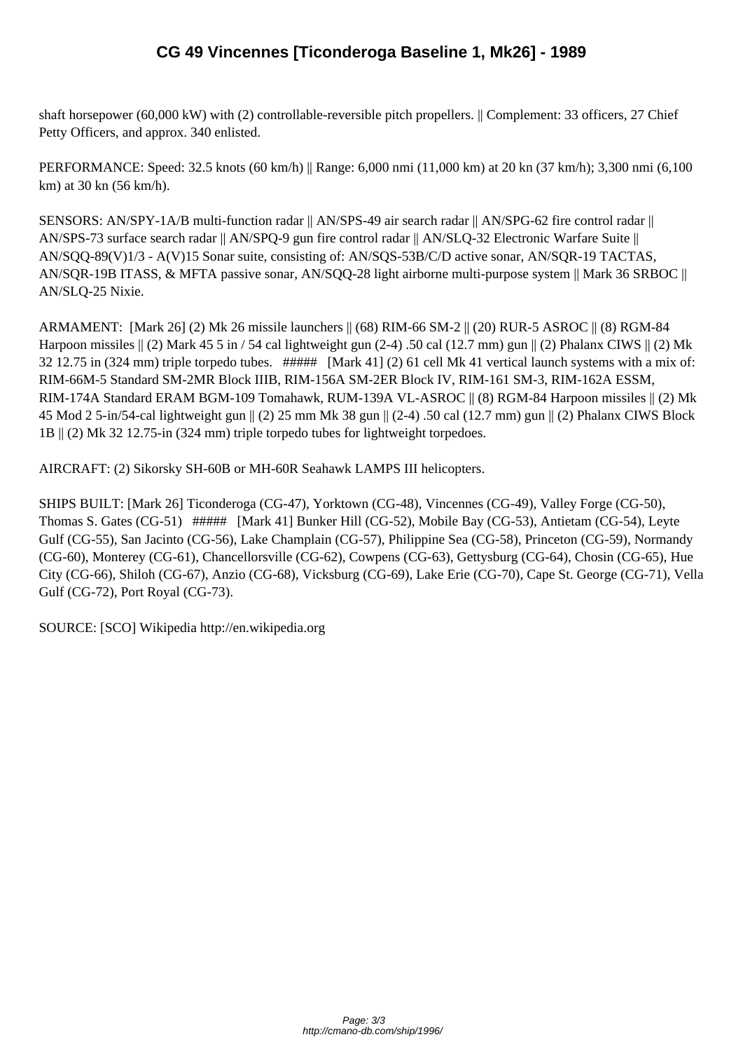shaft horsepower (60,000 kW) with (2) controllable-reversible pitch propellers. || Complement: 33 officers, 27 Chief Petty Officers, and approx. 340 enlisted.

PERFORMANCE: Speed: 32.5 knots (60 km/h) || Range: 6,000 nmi (11,000 km) at 20 kn (37 km/h); 3,300 nmi (6,100 km) at 30 kn (56 km/h).

SENSORS: AN/SPY-1A/B multi-function radar || AN/SPS-49 air search radar || AN/SPG-62 fire control radar || AN/SPS-73 surface search radar || AN/SPQ-9 gun fire control radar || AN/SLQ-32 Electronic Warfare Suite || AN/SQQ-89(V)1/3 - A(V)15 Sonar suite, consisting of: AN/SQS-53B/C/D active sonar, AN/SQR-19 TACTAS, AN/SQR-19B ITASS, & MFTA passive sonar, AN/SQQ-28 light airborne multi-purpose system || Mark 36 SRBOC || AN/SLQ-25 Nixie.

ARMAMENT: [Mark 26] (2) Mk 26 missile launchers || (68) RIM-66 SM-2 || (20) RUR-5 ASROC || (8) RGM-84 Harpoon missiles || (2) Mark 45 5 in / 54 cal lightweight gun (2-4) .50 cal (12.7 mm) gun || (2) Phalanx CIWS || (2) Mk 32 12.75 in (324 mm) triple torpedo tubes. ##### [Mark 41] (2) 61 cell Mk 41 vertical launch systems with a mix of: RIM-66M-5 Standard SM-2MR Block IIIB, RIM-156A SM-2ER Block IV, RIM-161 SM-3, RIM-162A ESSM, RIM-174A Standard ERAM BGM-109 Tomahawk, RUM-139A VL-ASROC || (8) RGM-84 Harpoon missiles || (2) Mk 45 Mod 2 5-in/54-cal lightweight gun || (2) 25 mm Mk 38 gun || (2-4) .50 cal (12.7 mm) gun || (2) Phalanx CIWS Block 1B || (2) Mk 32 12.75-in (324 mm) triple torpedo tubes for lightweight torpedoes.

AIRCRAFT: (2) Sikorsky SH-60B or MH-60R Seahawk LAMPS III helicopters.

SHIPS BUILT: [Mark 26] Ticonderoga (CG-47), Yorktown (CG-48), Vincennes (CG-49), Valley Forge (CG-50), Thomas S. Gates (CG-51) ##### [Mark 41] Bunker Hill (CG-52), Mobile Bay (CG-53), Antietam (CG-54), Leyte Gulf (CG-55), San Jacinto (CG-56), Lake Champlain (CG-57), Philippine Sea (CG-58), Princeton (CG-59), Normandy (CG-60), Monterey (CG-61), Chancellorsville (CG-62), Cowpens (CG-63), Gettysburg (CG-64), Chosin (CG-65), Hue City (CG-66), Shiloh (CG-67), Anzio (CG-68), Vicksburg (CG-69), Lake Erie (CG-70), Cape St. George (CG-71), Vella Gulf (CG-72), Port Royal (CG-73).

SOURCE: [SCO] Wikipedia http://en.wikipedia.org